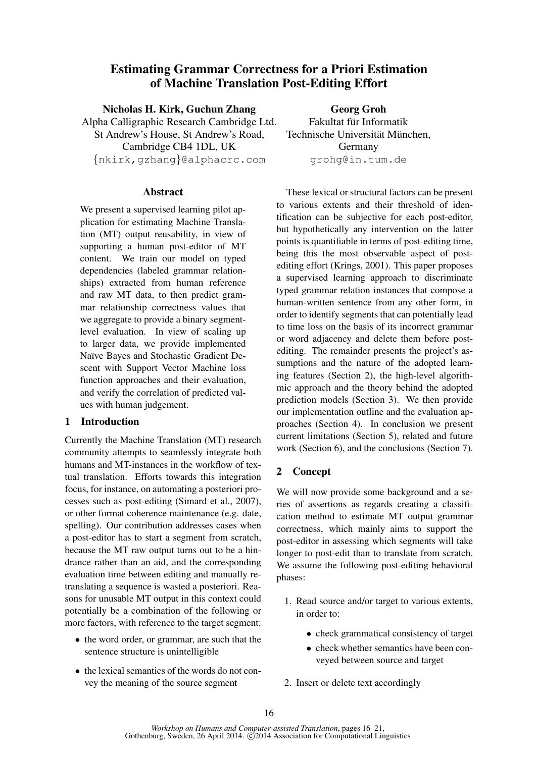# Estimating Grammar Correctness for a Priori Estimation of Machine Translation Post-Editing Effort

**Nicholas H. Kirk, Guchun Zhang**
Alpha Calligraphic Research Cambridge Ltd.
St Andrew's House, St Andrew's Road,
Cambridge CB4 1DL, UK
{nkirk,gzhang}@alphacrc.com

**Georg Groh**
Fakultat für Informatik
Technische Universität München,
Germany
grohg@in.tum.de

## Abstract

We present a supervised learning pilot application for estimating Machine Translation (MT) output reusability, in view of supporting a human post-editor of MT content. We train our model on typed dependencies (labeled grammar relationships) extracted from human reference and raw MT data, to then predict grammar relationship correctness values that we aggregate to provide a binary segment-level evaluation. In view of scaling up to larger data, we provide implemented Naïve Bayes and Stochastic Gradient Descent with Support Vector Machine loss function approaches and their evaluation, and verify the correlation of predicted values with human judgement.

## 1 Introduction

Currently the Machine Translation (MT) research community attempts to seamlessly integrate both humans and MT-instances in the workflow of textual translation. Efforts towards this integration focus, for instance, on automating a posteriori processes such as post-editing (Simard et al., 2007), or other format coherence maintenance (e.g. date, spelling). Our contribution addresses cases when a post-editor has to start a segment from scratch, because the MT raw output turns out to be a hindrance rather than an aid, and the corresponding evaluation time between editing and manually retranslating a sequence is wasted a posteriori. Reasons for unusable MT output in this context could potentially be a combination of the following or more factors, with reference to the target segment:

- the word order, or grammar, are such that the sentence structure is unintelligible
- the lexical semantics of the words do not convey the meaning of the source segment

These lexical or structural factors can be present to various extents and their threshold of identification can be subjective for each post-editor, but hypothetically any intervention on the latter points is quantifiable in terms of post-editing time, being this the most observable aspect of post-editing effort (Krings, 2001). This paper proposes a supervised learning approach to discriminate typed grammar relation instances that compose a human-written sentence from any other form, in order to identify segments that can potentially lead to time loss on the basis of its incorrect grammar or word adjacency and delete them before post-editing. The remainder presents the project's assumptions and the nature of the adopted learning features (Section 2), the high-level algorithmic approach and the theory behind the adopted prediction models (Section 3). We then provide our implementation outline and the evaluation approaches (Section 4). In conclusion we present current limitations (Section 5), related and future work (Section 6), and the conclusions (Section 7).

## 2 Concept

We will now provide some background and a series of assertions as regards creating a classification method to estimate MT output grammar correctness, which mainly aims to support the post-editor in assessing which segments will take longer to post-edit than to translate from scratch. We assume the following post-editing behavioral phases:

1. Read source and/or target to various extents, in order to:
   - check grammatical consistency of target
   - check whether semantics have been conveyed between source and target
2. Insert or delete text accordingly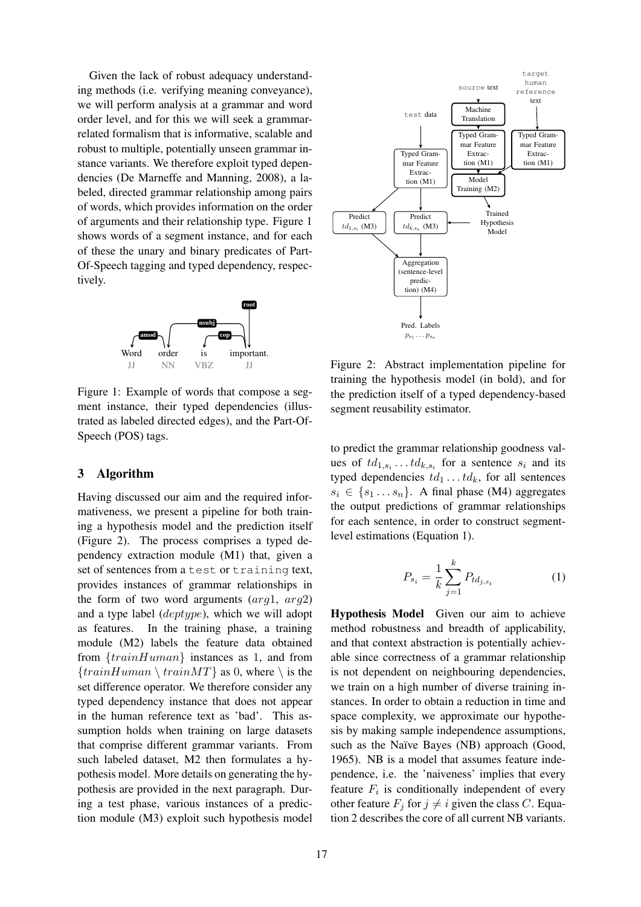Given the lack of robust adequacy understanding methods (i.e. verifying meaning conveyance), we will perform analysis at a grammar and word order level, and for this we will seek a grammar-related formalism that is informative, scalable and robust to multiple, potentially unseen grammar instance variants. We therefore exploit typed dependencies (De Marneffe and Manning, 2008), a labeled, directed grammar relationship among pairs of words, which provides information on the order of arguments and their relationship type. Figure 1 shows words of a segment instance, and for each of these the unary and binary predicates of Part-Of-Speech tagging and typed dependency, respectively.

Figure 1: Example of words that compose a segment instance, their typed dependencies (illustrated as labeled directed edges), and the Part-Of-Speech (POS) tags.

## 3 Algorithm

Having discussed our aim and the required informativeness, we present a pipeline for both training a hypothesis model and the prediction itself (Figure 2). The process comprises a typed dependency extraction module (M1) that, given a set of sentences from a `test` or `training` text, provides instances of grammar relationships in the form of two word arguments ($arg1$, $arg2$) and a type label ($deptype$), which we will adopt as features. In the training phase, a training module (M2) labels the feature data obtained from $\{trainHuman\}$ instances as 1, and from $\{trainHuman \setminus trainMT\}$ as 0, where $\setminus$ is the set difference operator. We therefore consider any typed dependency instance that does not appear in the human reference text as 'bad'. This assumption holds when training on large datasets that comprise different grammar variants. From such labeled dataset, M2 then formulates a hypothesis model. More details on generating the hypothesis are provided in the next paragraph. During a test phase, various instances of a prediction module (M3) exploit such hypothesis model

Figure 2: Abstract implementation pipeline for training the hypothesis model (in bold), and for the prediction itself of a typed dependency-based segment reusability estimator.

to predict the grammar relationship goodness values of $td_{1,s_i} \dots td_{k,s_i}$ for a sentence $s_i$ and its typed dependencies $td_1 \dots td_k$, for all sentences $s_i \in \{s_1 \dots s_n\}$. A final phase (M4) aggregates the output predictions of grammar relationships for each sentence, in order to construct segment-level estimations (Equation 1).

$$P_{s_i} = \frac{1}{k} \sum_{j=1}^{k} P_{td_{j,s_i}} \tag{1}$$

**Hypothesis Model** Given our aim to achieve method robustness and breadth of applicability, and that context abstraction is potentially achievable since correctness of a grammar relationship is not dependent on neighbouring dependencies, we train on a high number of diverse training instances. In order to obtain a reduction in time and space complexity, we approximate our hypothesis by making sample independence assumptions, such as the Naïve Bayes (NB) approach (Good, 1965). NB is a model that assumes feature independence, i.e. the 'naiveness' implies that every feature $F_i$ is conditionally independent of every other feature $F_j$ for $j \neq i$ given the class $C$. Equation 2 describes the core of all current NB variants.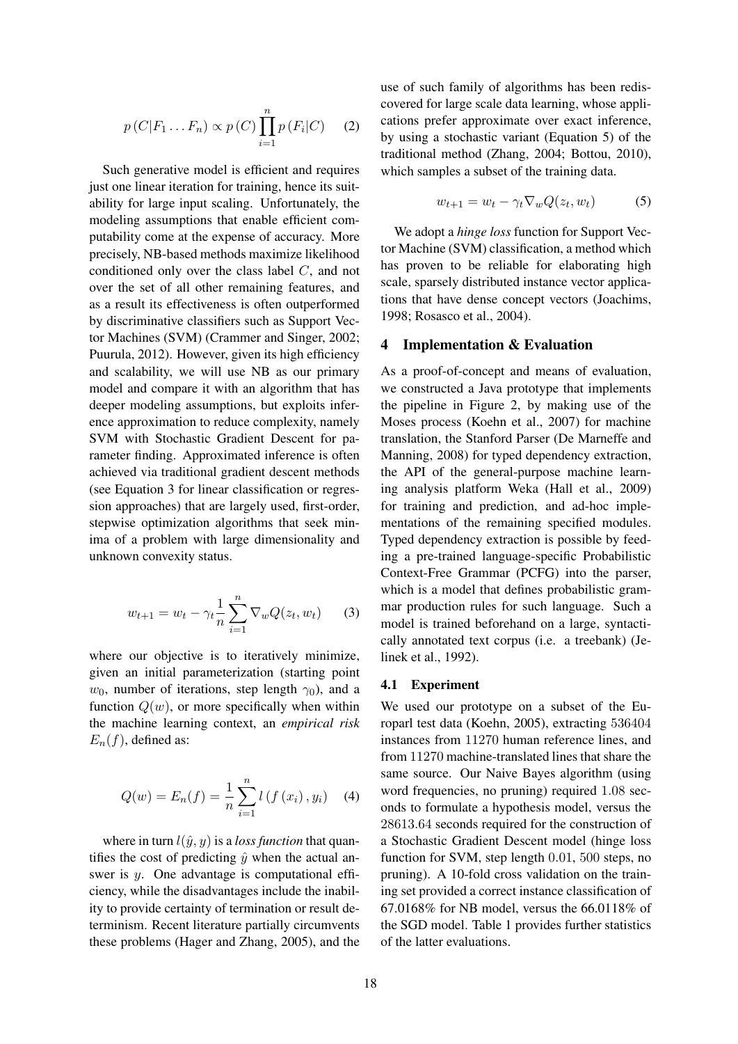$$p(C|F_1 \dots F_n) \propto p(C) \prod_{i=1}^{n} p(F_i|C) \qquad (2)$$

Such generative model is efficient and requires just one linear iteration for training, hence its suitability for large input scaling. Unfortunately, the modeling assumptions that enable efficient computability come at the expense of accuracy. More precisely, NB-based methods maximize likelihood conditioned only over the class label $C$, and not over the set of all other remaining features, and as a result its effectiveness is often outperformed by discriminative classifiers such as Support Vector Machines (SVM) (Crammer and Singer, 2002; Puurula, 2012). However, given its high efficiency and scalability, we will use NB as our primary model and compare it with an algorithm that has deeper modeling assumptions, but exploits inference approximation to reduce complexity, namely SVM with Stochastic Gradient Descent for parameter finding. Approximated inference is often achieved via traditional gradient descent methods (see Equation 3 for linear classification or regression approaches) that are largely used, first-order, stepwise optimization algorithms that seek minima of a problem with large dimensionality and unknown convexity status.

$$w_{t+1} = w_t - \gamma_t \frac{1}{n} \sum_{i=1}^{n} \nabla_w Q(z_t, w_t) \qquad (3)$$

where our objective is to iteratively minimize, given an initial parameterization (starting point $w_0$, number of iterations, step length $\gamma_0$), and a function $Q(w)$, or more specifically when within the machine learning context, an *empirical risk* $E_n(f)$, defined as:

$$Q(w) = E_n(f) = \frac{1}{n} \sum_{i=1}^{n} l(f(x_i), y_i) \qquad (4)$$

where in turn $l(\hat{y}, y)$ is a *loss function* that quantifies the cost of predicting $\hat{y}$ when the actual answer is $y$. One advantage is computational efficiency, while the disadvantages include the inability to provide certainty of termination or result determinism. Recent literature partially circumvents these problems (Hager and Zhang, 2005), and the use of such family of algorithms has been rediscovered for large scale data learning, whose applications prefer approximate over exact inference, by using a stochastic variant (Equation 5) of the traditional method (Zhang, 2004; Bottou, 2010), which samples a subset of the training data.

$$w_{t+1} = w_t - \gamma_t \nabla_w Q(z_t, w_t) \qquad (5)$$

We adopt a *hinge loss* function for Support Vector Machine (SVM) classification, a method which has proven to be reliable for elaborating high scale, sparsely distributed instance vector applications that have dense concept vectors (Joachims, 1998; Rosasco et al., 2004).

## 4 Implementation & Evaluation

As a proof-of-concept and means of evaluation, we constructed a Java prototype that implements the pipeline in Figure 2, by making use of the Moses process (Koehn et al., 2007) for machine translation, the Stanford Parser (De Marneffe and Manning, 2008) for typed dependency extraction, the API of the general-purpose machine learning analysis platform Weka (Hall et al., 2009) for training and prediction, and ad-hoc implementations of the remaining specified modules. Typed dependency extraction is possible by feeding a pre-trained language-specific Probabilistic Context-Free Grammar (PCFG) into the parser, which is a model that defines probabilistic grammar production rules for such language. Such a model is trained beforehand on a large, syntactically annotated text corpus (i.e. a treebank) (Jelinek et al., 1992).

### 4.1 Experiment

We used our prototype on a subset of the Europarl test data (Koehn, 2005), extracting 536404 instances from 11270 human reference lines, and from 11270 machine-translated lines that share the same source. Our Naive Bayes algorithm (using word frequencies, no pruning) required 1.08 seconds to formulate a hypothesis model, versus the 28613.64 seconds required for the construction of a Stochastic Gradient Descent model (hinge loss function for SVM, step length 0.01, 500 steps, no pruning). A 10-fold cross validation on the training set provided a correct instance classification of 67.0168% for NB model, versus the 66.0118% of the SGD model. Table 1 provides further statistics of the latter evaluations.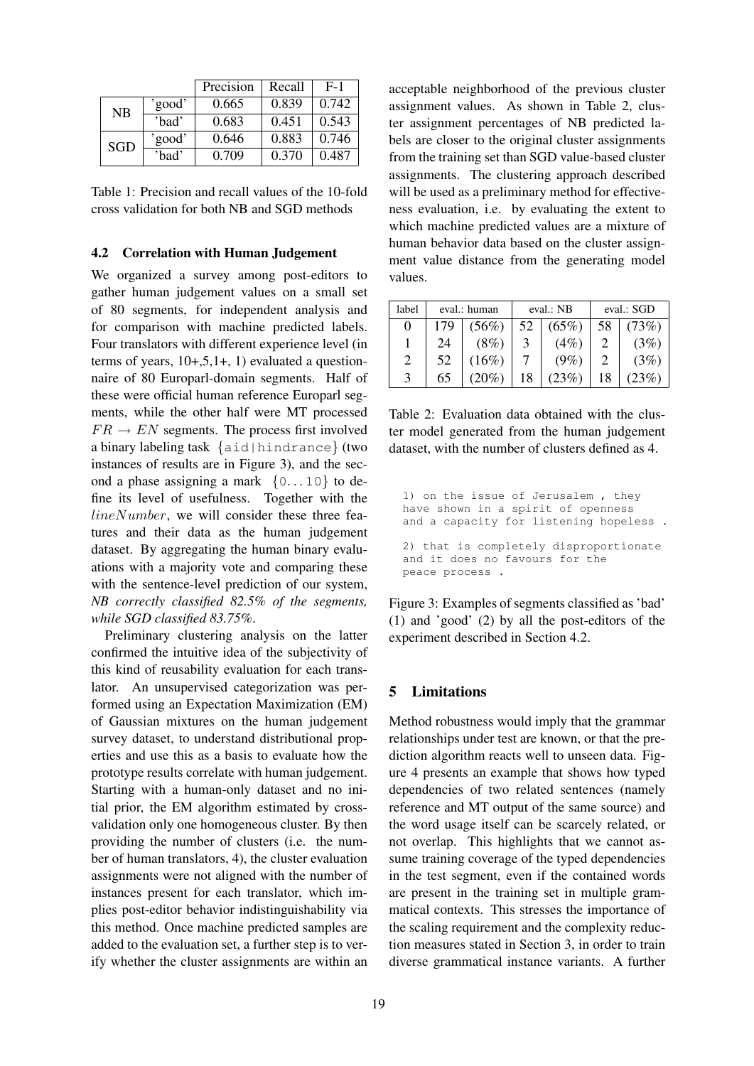|  |  | Precision | Recall | F-1 |
|---|---|---|---|---|
| NB | 'good' | 0.665 | 0.839 | 0.742 |
|  | 'bad' | 0.683 | 0.451 | 0.543 |
| SGD | 'good' | 0.646 | 0.883 | 0.746 |
|  | 'bad' | 0.709 | 0.370 | 0.487 |

Table 1: Precision and recall values of the 10-fold cross validation for both NB and SGD methods

### 4.2 Correlation with Human Judgement

We organized a survey among post-editors to gather human judgement values on a small set of 80 segments, for independent analysis and for comparison with machine predicted labels. Four translators with different experience level (in terms of years, 10+,5,1+, 1) evaluated a questionnaire of 80 Europarl-domain segments. Half of these were official human reference Europarl segments, while the other half were MT processed $FR \rightarrow EN$ segments. The process first involved a binary labeling task $\{$`aid|hindrance`$\}$ (two instances of results are in Figure 3), and the second a phase assigning a mark $\{$`0...10`$\}$ to define its level of usefulness. Together with the $lineNumber$, we will consider these three features and their data as the human judgement dataset. By aggregating the human binary evaluations with a majority vote and comparing these with the sentence-level prediction of our system, *NB correctly classified 82.5% of the segments, while SGD classified 83.75%*.

Preliminary clustering analysis on the latter confirmed the intuitive idea of the subjectivity of this kind of reusability evaluation for each translator. An unsupervised categorization was performed using an Expectation Maximization (EM) of Gaussian mixtures on the human judgement survey dataset, to understand distributional properties and use this as a basis to evaluate how the prototype results correlate with human judgement. Starting with a human-only dataset and no initial prior, the EM algorithm estimated by cross-validation only one homogeneous cluster. By then providing the number of clusters (i.e. the number of human translators, 4), the cluster evaluation assignments were not aligned with the number of instances present for each translator, which implies post-editor behavior indistinguishability via this method. Once machine predicted samples are added to the evaluation set, a further step is to verify whether the cluster assignments are within an acceptable neighborhood of the previous cluster assignment values. As shown in Table 2, cluster assignment percentages of NB predicted labels are closer to the original cluster assignments from the training set than SGD value-based cluster assignments. The clustering approach described will be used as a preliminary method for effectiveness evaluation, i.e. by evaluating the extent to which machine predicted values are a mixture of human behavior data based on the cluster assignment value distance from the generating model values.

| label | eval.: human |  | eval.: NB |  | eval.: SGD |  |
|---|---|---|---|---|---|---|
| 0 | 179 | (56%) | 52 | (65%) | 58 | (73%) |
| 1 | 24 | (8%) | 3 | (4%) | 2 | (3%) |
| 2 | 52 | (16%) | 7 | (9%) | 2 | (3%) |
| 3 | 65 | (20%) | 18 | (23%) | 18 | (23%) |

Table 2: Evaluation data obtained with the cluster model generated from the human judgement dataset, with the number of clusters defined as 4.

```
1) on the issue of Jerusalem , they
have shown in a spirit of openness
and a capacity for listening hopeless .

2) that is completely disproportionate
and it does no favours for the
peace process .
```

Figure 3: Examples of segments classified as 'bad' (1) and 'good' (2) by all the post-editors of the experiment described in Section 4.2.

## 5 Limitations

Method robustness would imply that the grammar relationships under test are known, or that the prediction algorithm reacts well to unseen data. Figure 4 presents an example that shows how typed dependencies of two related sentences (namely reference and MT output of the same source) and the word usage itself can be scarcely related, or not overlap. This highlights that we cannot assume training coverage of the typed dependencies in the test segment, even if the contained words are present in the training set in multiple grammatical contexts. This stresses the importance of the scaling requirement and the complexity reduction measures stated in Section 3, in order to train diverse grammatical instance variants. A further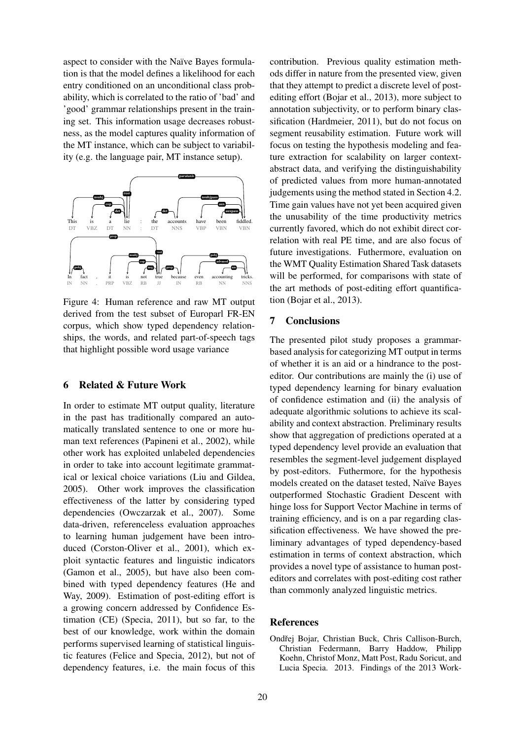aspect to consider with the Naïve Bayes formulation is that the model defines a likelihood for each entry conditioned on an unconditional class probability, which is correlated to the ratio of 'bad' and 'good' grammar relationships present in the training set. This information usage decreases robustness, as the model captures quality information of the MT instance, which can be subject to variability (e.g. the language pair, MT instance setup).

Figure 4: Human reference and raw MT output derived from the test subset of Europarl FR-EN corpus, which show typed dependency relationships, the words, and related part-of-speech tags that highlight possible word usage variance

## 6 Related & Future Work

In order to estimate MT output quality, literature in the past has traditionally compared an automatically translated sentence to one or more human text references (Papineni et al., 2002), while other work has exploited unlabeled dependencies in order to take into account legitimate grammatical or lexical choice variations (Liu and Gildea, 2005). Other work improves the classification effectiveness of the latter by considering typed dependencies (Owczarzak et al., 2007). Some data-driven, referenceless evaluation approaches to learning human judgement have been introduced (Corston-Oliver et al., 2001), which exploit syntactic features and linguistic indicators (Gamon et al., 2005), but have also been combined with typed dependency features (He and Way, 2009). Estimation of post-editing effort is a growing concern addressed by Confidence Estimation (CE) (Specia, 2011), but so far, to the best of our knowledge, work within the domain performs supervised learning of statistical linguistic features (Felice and Specia, 2012), but not of dependency features, i.e. the main focus of this contribution. Previous quality estimation methods differ in nature from the presented view, given that they attempt to predict a discrete level of post-editing effort (Bojar et al., 2013), more subject to annotation subjectivity, or to perform binary classification (Hardmeier, 2011), but do not focus on segment reusability estimation. Future work will focus on testing the hypothesis modeling and feature extraction for scalability on larger context-abstract data, and verifying the distinguishability of predicted values from more human-annotated judgements using the method stated in Section 4.2. Time gain values have not yet been acquired given the unusability of the time productivity metrics currently favored, which do not exhibit direct correlation with real PE time, and are also focus of future investigations. Futhermore, evaluation on the WMT Quality Estimation Shared Task datasets will be performed, for comparisons with state of the art methods of post-editing effort quantification (Bojar et al., 2013).

## 7 Conclusions

The presented pilot study proposes a grammar-based analysis for categorizing MT output in terms of whether it is an aid or a hindrance to the post-editor. Our contributions are mainly the (i) use of typed dependency learning for binary evaluation of confidence estimation and (ii) the analysis of adequate algorithmic solutions to achieve its scalability and context abstraction. Preliminary results show that aggregation of predictions operated at a typed dependency level provide an evaluation that resembles the segment-level judgement displayed by post-editors. Futhermore, for the hypothesis models created on the dataset tested, Naïve Bayes outperformed Stochastic Gradient Descent with hinge loss for Support Vector Machine in terms of training efficiency, and is on a par regarding classification effectiveness. We have showed the preliminary advantages of typed dependency-based estimation in terms of context abstraction, which provides a novel type of assistance to human post-editors and correlates with post-editing cost rather than commonly analyzed linguistic metrics.

## References

Ondřej Bojar, Christian Buck, Chris Callison-Burch, Christian Federmann, Barry Haddow, Philipp Koehn, Christof Monz, Matt Post, Radu Soricut, and Lucia Specia. 2013. Findings of the 2013 Work-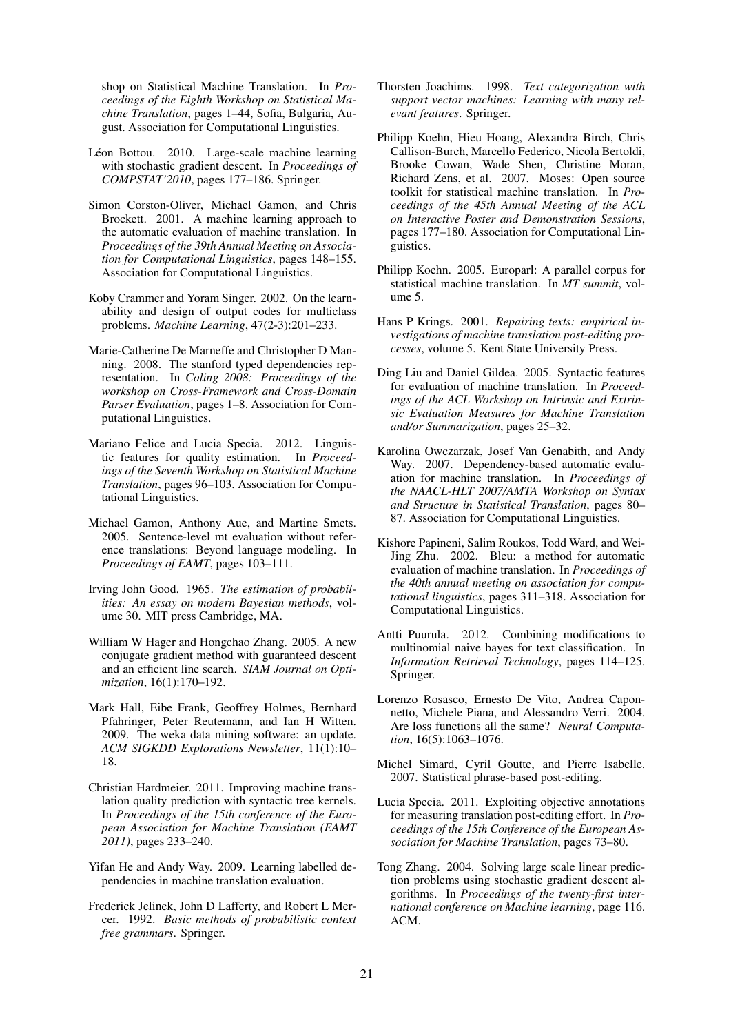shop on Statistical Machine Translation. In *Proceedings of the Eighth Workshop on Statistical Machine Translation*, pages 1–44, Sofia, Bulgaria, August. Association for Computational Linguistics.

Léon Bottou. 2010. Large-scale machine learning with stochastic gradient descent. In *Proceedings of COMPSTAT'2010*, pages 177–186. Springer.

Simon Corston-Oliver, Michael Gamon, and Chris Brockett. 2001. A machine learning approach to the automatic evaluation of machine translation. In *Proceedings of the 39th Annual Meeting on Association for Computational Linguistics*, pages 148–155. Association for Computational Linguistics.

Koby Crammer and Yoram Singer. 2002. On the learnability and design of output codes for multiclass problems. *Machine Learning*, 47(2-3):201–233.

Marie-Catherine De Marneffe and Christopher D Manning. 2008. The stanford typed dependencies representation. In *Coling 2008: Proceedings of the workshop on Cross-Framework and Cross-Domain Parser Evaluation*, pages 1–8. Association for Computational Linguistics.

Mariano Felice and Lucia Specia. 2012. Linguistic features for quality estimation. In *Proceedings of the Seventh Workshop on Statistical Machine Translation*, pages 96–103. Association for Computational Linguistics.

Michael Gamon, Anthony Aue, and Martine Smets. 2005. Sentence-level mt evaluation without reference translations: Beyond language modeling. In *Proceedings of EAMT*, pages 103–111.

Irving John Good. 1965. *The estimation of probabilities: An essay on modern Bayesian methods*, volume 30. MIT press Cambridge, MA.

William W Hager and Hongchao Zhang. 2005. A new conjugate gradient method with guaranteed descent and an efficient line search. *SIAM Journal on Optimization*, 16(1):170–192.

Mark Hall, Eibe Frank, Geoffrey Holmes, Bernhard Pfahringer, Peter Reutemann, and Ian H Witten. 2009. The weka data mining software: an update. *ACM SIGKDD Explorations Newsletter*, 11(1):10–18.

Christian Hardmeier. 2011. Improving machine translation quality prediction with syntactic tree kernels. In *Proceedings of the 15th conference of the European Association for Machine Translation (EAMT 2011)*, pages 233–240.

Yifan He and Andy Way. 2009. Learning labelled dependencies in machine translation evaluation.

Frederick Jelinek, John D Lafferty, and Robert L Mercer. 1992. *Basic methods of probabilistic context free grammars*. Springer.

Thorsten Joachims. 1998. *Text categorization with support vector machines: Learning with many relevant features*. Springer.

Philipp Koehn, Hieu Hoang, Alexandra Birch, Chris Callison-Burch, Marcello Federico, Nicola Bertoldi, Brooke Cowan, Wade Shen, Christine Moran, Richard Zens, et al. 2007. Moses: Open source toolkit for statistical machine translation. In *Proceedings of the 45th Annual Meeting of the ACL on Interactive Poster and Demonstration Sessions*, pages 177–180. Association for Computational Linguistics.

Philipp Koehn. 2005. Europarl: A parallel corpus for statistical machine translation. In *MT summit*, volume 5.

Hans P Krings. 2001. *Repairing texts: empirical investigations of machine translation post-editing processes*, volume 5. Kent State University Press.

Ding Liu and Daniel Gildea. 2005. Syntactic features for evaluation of machine translation. In *Proceedings of the ACL Workshop on Intrinsic and Extrinsic Evaluation Measures for Machine Translation and/or Summarization*, pages 25–32.

Karolina Owczarzak, Josef Van Genabith, and Andy Way. 2007. Dependency-based automatic evaluation for machine translation. In *Proceedings of the NAACL-HLT 2007/AMTA Workshop on Syntax and Structure in Statistical Translation*, pages 80–87. Association for Computational Linguistics.

Kishore Papineni, Salim Roukos, Todd Ward, and Wei-Jing Zhu. 2002. Bleu: a method for automatic evaluation of machine translation. In *Proceedings of the 40th annual meeting on association for computational linguistics*, pages 311–318. Association for Computational Linguistics.

Antti Puurula. 2012. Combining modifications to multinomial naive bayes for text classification. In *Information Retrieval Technology*, pages 114–125. Springer.

Lorenzo Rosasco, Ernesto De Vito, Andrea Caponnetto, Michele Piana, and Alessandro Verri. 2004. Are loss functions all the same? *Neural Computation*, 16(5):1063–1076.

Michel Simard, Cyril Goutte, and Pierre Isabelle. 2007. Statistical phrase-based post-editing.

Lucia Specia. 2011. Exploiting objective annotations for measuring translation post-editing effort. In *Proceedings of the 15th Conference of the European Association for Machine Translation*, pages 73–80.

Tong Zhang. 2004. Solving large scale linear prediction problems using stochastic gradient descent algorithms. In *Proceedings of the twenty-first international conference on Machine learning*, page 116. ACM.